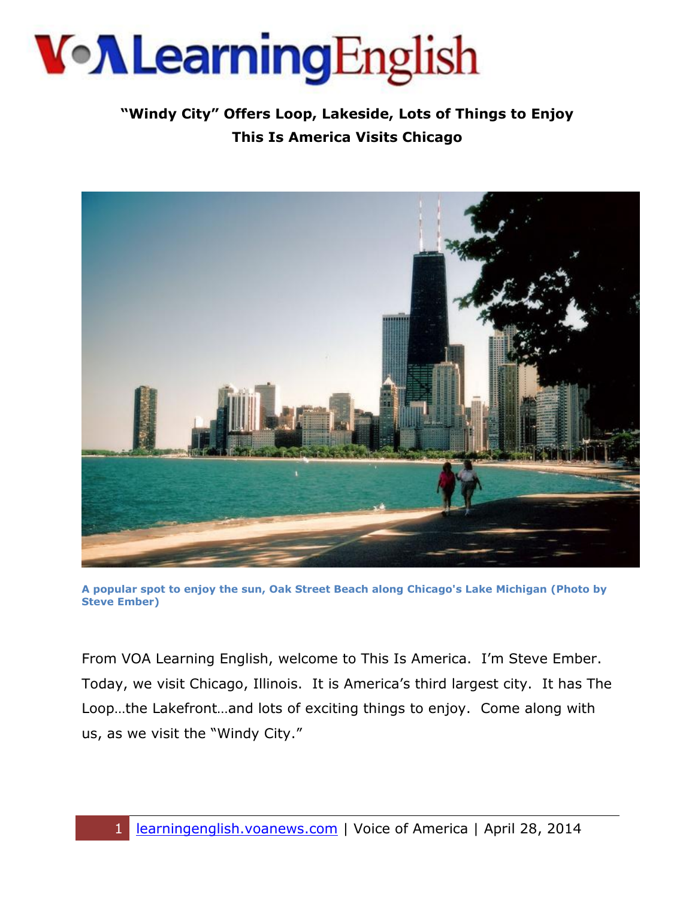# VOA Learning English

## "Windy City" Offers Loop, Lakeside, Lots of Things to Enjoy
## This Is America Visits Chicago

A popular spot to enjoy the sun, Oak Street Beach along Chicago's Lake Michigan (Photo by Steve Ember)

From VOA Learning English, welcome to This Is America. I'm Steve Ember. Today, we visit Chicago, Illinois. It is America's third largest city. It has The Loop…the Lakefront…and lots of exciting things to enjoy. Come along with us, as we visit the "Windy City."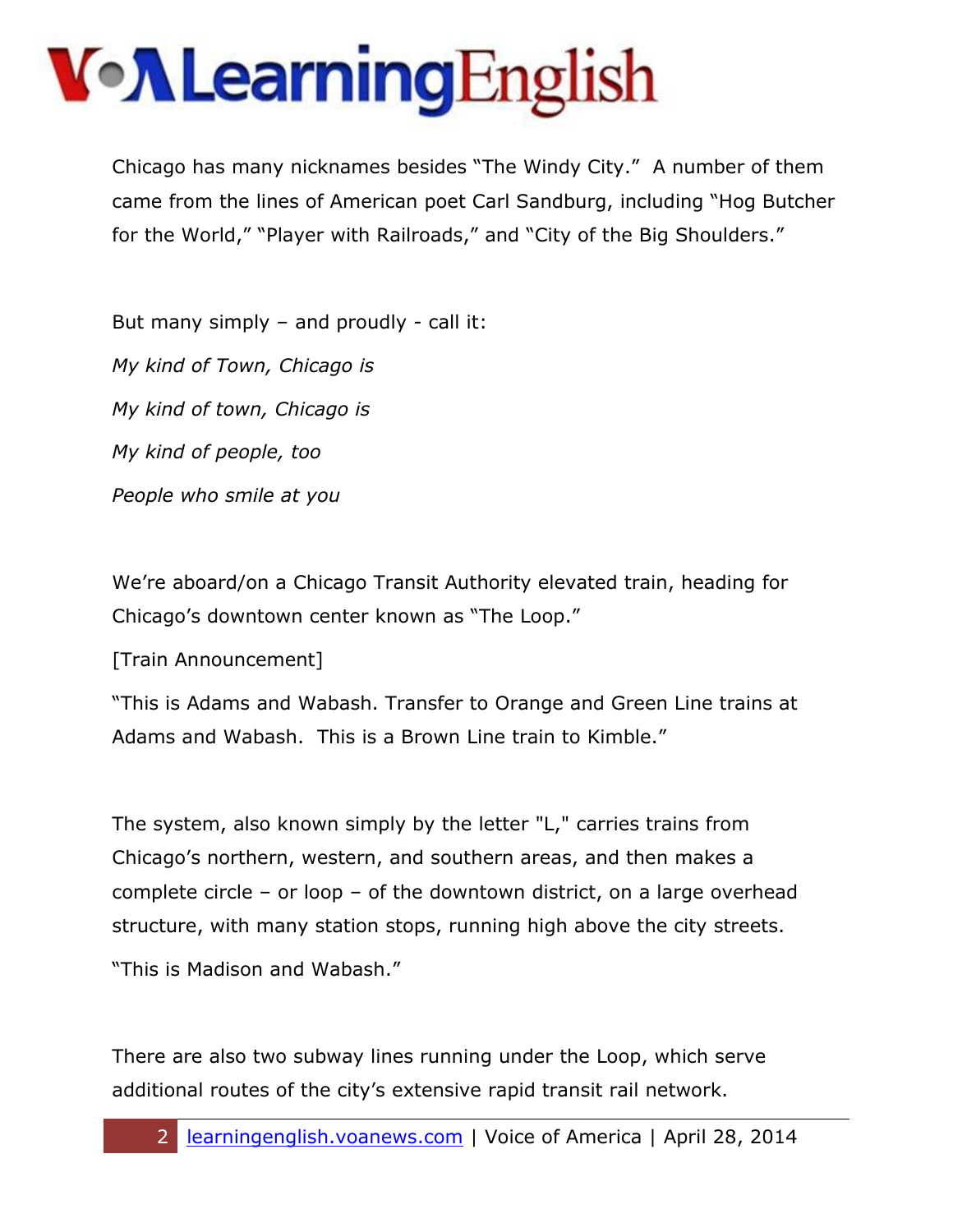Chicago has many nicknames besides "The Windy City." A number of them came from the lines of American poet Carl Sandburg, including "Hog Butcher for the World," "Player with Railroads," and "City of the Big Shoulders."

But many simply – and proudly - call it:

*My kind of Town, Chicago is*

*My kind of town, Chicago is*

*My kind of people, too*

*People who smile at you*

We're aboard/on a Chicago Transit Authority elevated train, heading for Chicago's downtown center known as "The Loop."

[Train Announcement]

"This is Adams and Wabash. Transfer to Orange and Green Line trains at Adams and Wabash. This is a Brown Line train to Kimble."

The system, also known simply by the letter "L," carries trains from Chicago's northern, western, and southern areas, and then makes a complete circle – or loop – of the downtown district, on a large overhead structure, with many station stops, running high above the city streets.

"This is Madison and Wabash."

There are also two subway lines running under the Loop, which serve additional routes of the city's extensive rapid transit rail network.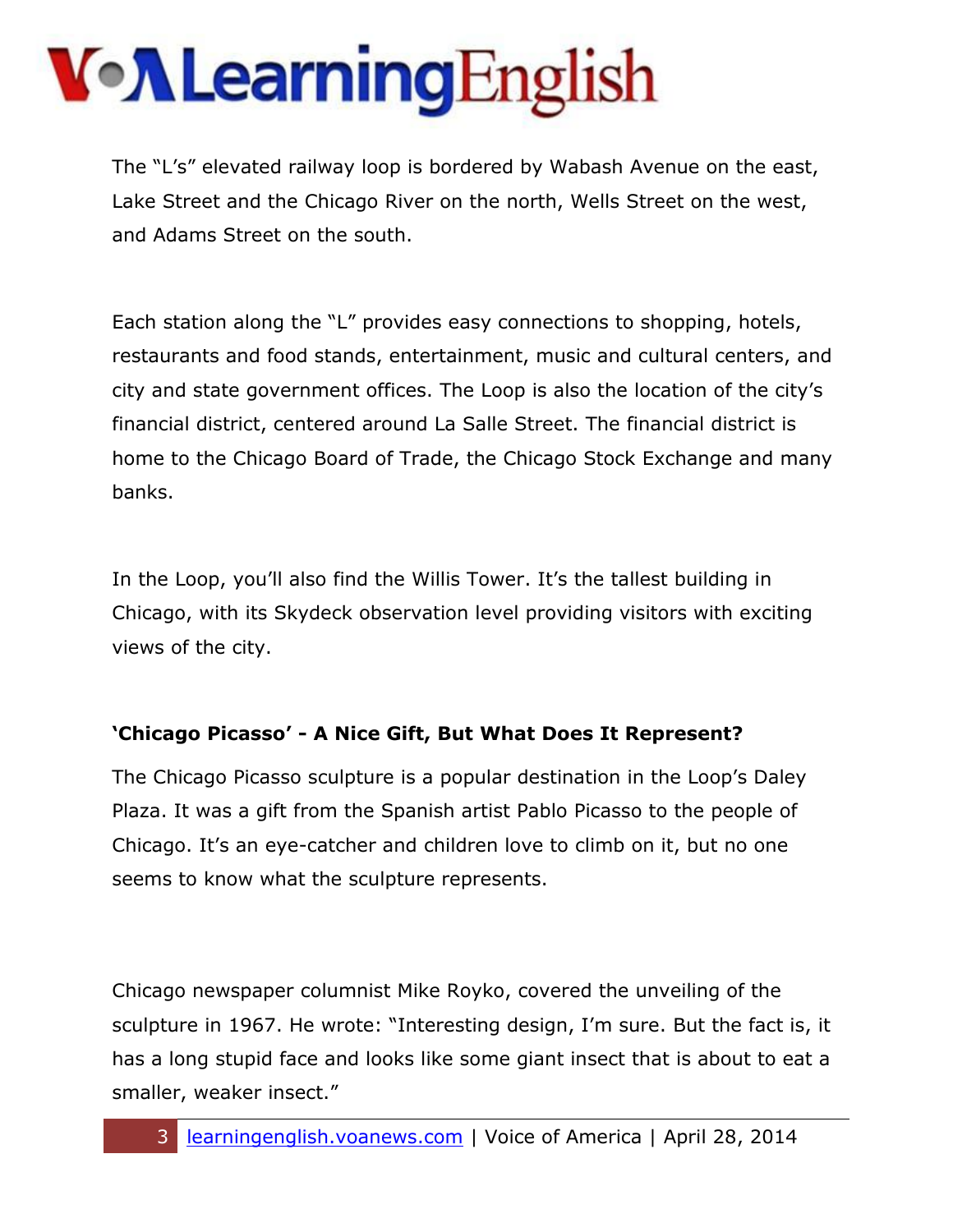The "L's" elevated railway loop is bordered by Wabash Avenue on the east, Lake Street and the Chicago River on the north, Wells Street on the west, and Adams Street on the south.

Each station along the "L" provides easy connections to shopping, hotels, restaurants and food stands, entertainment, music and cultural centers, and city and state government offices. The Loop is also the location of the city's financial district, centered around La Salle Street. The financial district is home to the Chicago Board of Trade, the Chicago Stock Exchange and many banks.

In the Loop, you'll also find the Willis Tower. It's the tallest building in Chicago, with its Skydeck observation level providing visitors with exciting views of the city.

**'Chicago Picasso' - A Nice Gift, But What Does It Represent?**

The Chicago Picasso sculpture is a popular destination in the Loop's Daley Plaza. It was a gift from the Spanish artist Pablo Picasso to the people of Chicago. It's an eye-catcher and children love to climb on it, but no one seems to know what the sculpture represents.

Chicago newspaper columnist Mike Royko, covered the unveiling of the sculpture in 1967. He wrote: "Interesting design, I'm sure. But the fact is, it has a long stupid face and looks like some giant insect that is about to eat a smaller, weaker insect."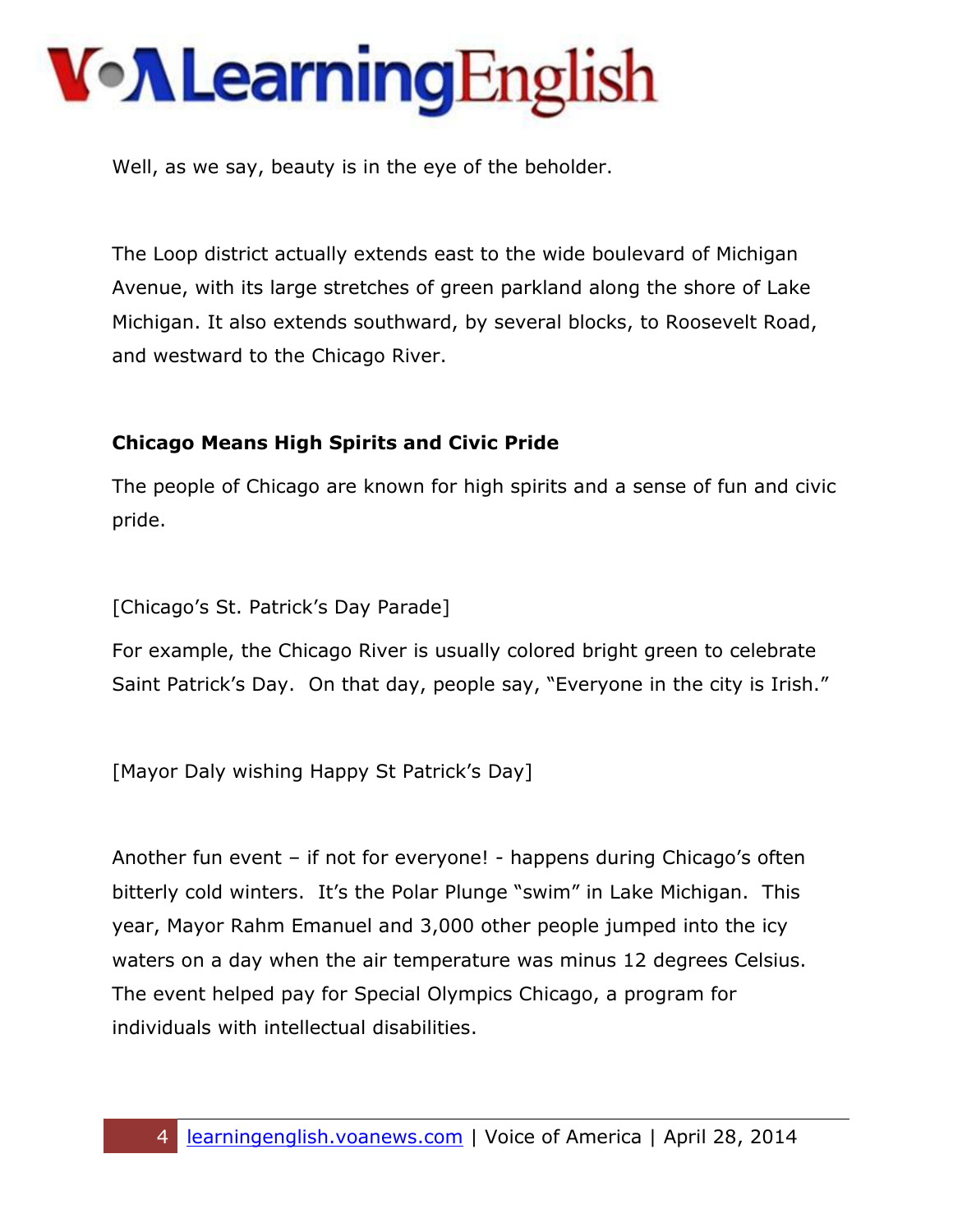Well, as we say, beauty is in the eye of the beholder.

The Loop district actually extends east to the wide boulevard of Michigan Avenue, with its large stretches of green parkland along the shore of Lake Michigan. It also extends southward, by several blocks, to Roosevelt Road, and westward to the Chicago River.

**Chicago Means High Spirits and Civic Pride**

The people of Chicago are known for high spirits and a sense of fun and civic pride.

[Chicago's St. Patrick's Day Parade]

For example, the Chicago River is usually colored bright green to celebrate Saint Patrick's Day. On that day, people say, "Everyone in the city is Irish."

[Mayor Daly wishing Happy St Patrick's Day]

Another fun event – if not for everyone! - happens during Chicago's often bitterly cold winters. It's the Polar Plunge "swim" in Lake Michigan. This year, Mayor Rahm Emanuel and 3,000 other people jumped into the icy waters on a day when the air temperature was minus 12 degrees Celsius. The event helped pay for Special Olympics Chicago, a program for individuals with intellectual disabilities.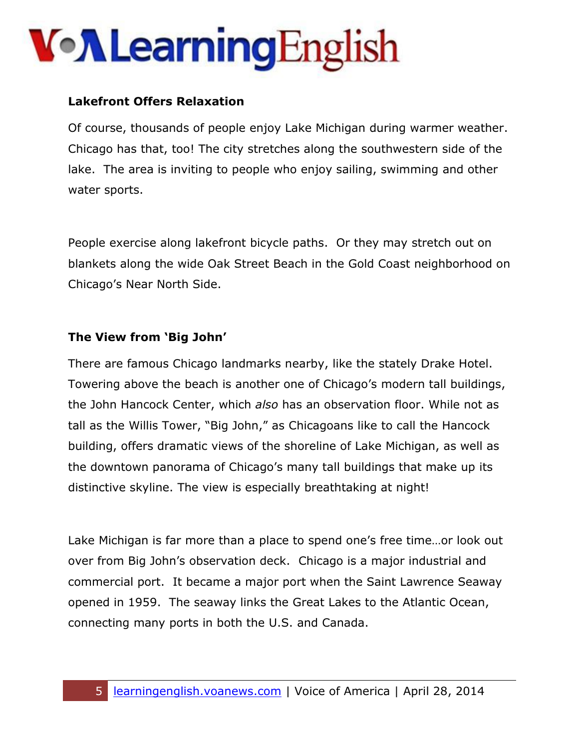**Lakefront Offers Relaxation**

Of course, thousands of people enjoy Lake Michigan during warmer weather. Chicago has that, too! The city stretches along the southwestern side of the lake. The area is inviting to people who enjoy sailing, swimming and other water sports.

People exercise along lakefront bicycle paths. Or they may stretch out on blankets along the wide Oak Street Beach in the Gold Coast neighborhood on Chicago's Near North Side.

**The View from 'Big John'**

There are famous Chicago landmarks nearby, like the stately Drake Hotel. Towering above the beach is another one of Chicago's modern tall buildings, the John Hancock Center, which *also* has an observation floor. While not as tall as the Willis Tower, "Big John," as Chicagoans like to call the Hancock building, offers dramatic views of the shoreline of Lake Michigan, as well as the downtown panorama of Chicago's many tall buildings that make up its distinctive skyline. The view is especially breathtaking at night!

Lake Michigan is far more than a place to spend one's free time…or look out over from Big John's observation deck. Chicago is a major industrial and commercial port. It became a major port when the Saint Lawrence Seaway opened in 1959. The seaway links the Great Lakes to the Atlantic Ocean, connecting many ports in both the U.S. and Canada.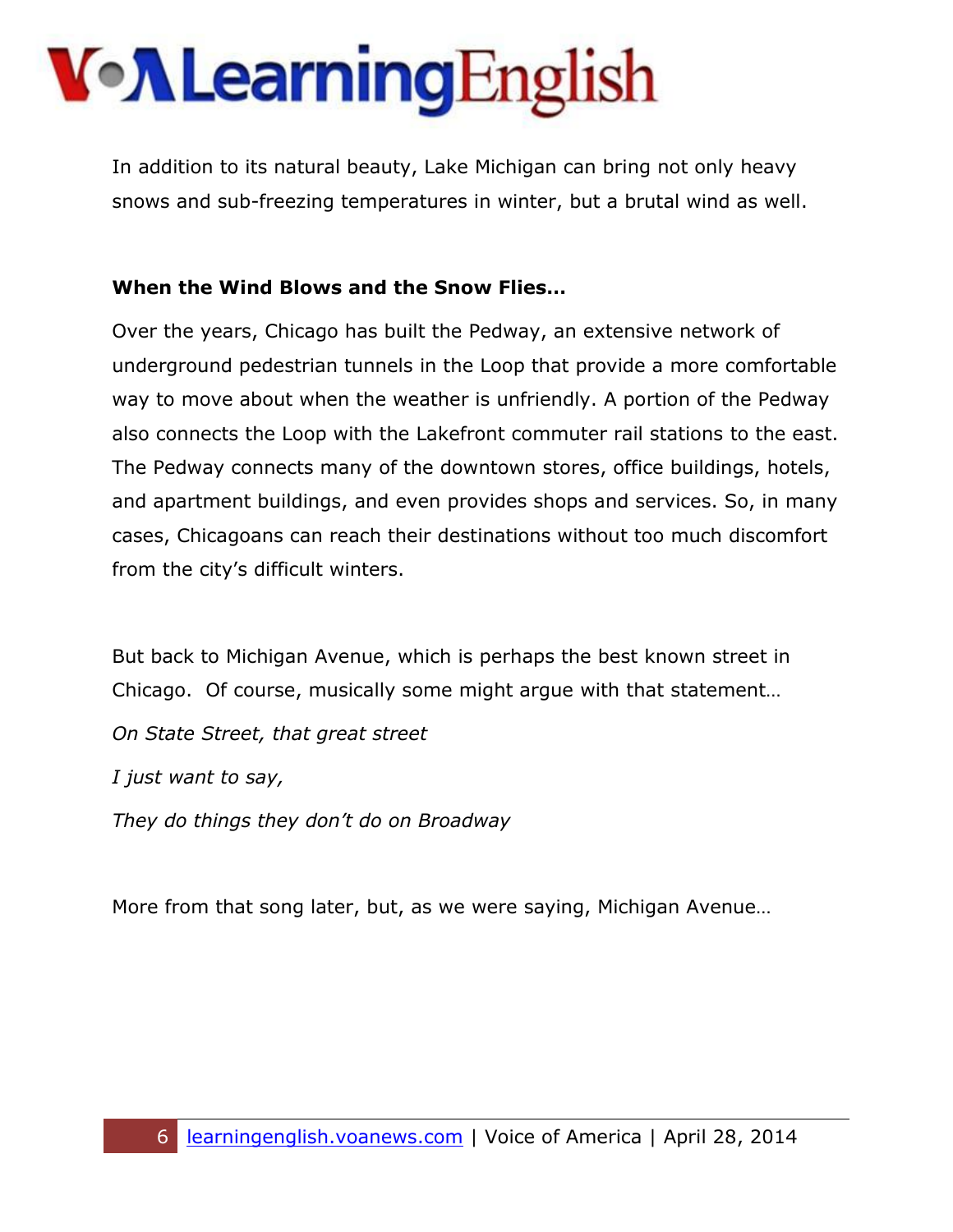In addition to its natural beauty, Lake Michigan can bring not only heavy snows and sub-freezing temperatures in winter, but a brutal wind as well.

**When the Wind Blows and the Snow Flies…**

Over the years, Chicago has built the Pedway, an extensive network of underground pedestrian tunnels in the Loop that provide a more comfortable way to move about when the weather is unfriendly. A portion of the Pedway also connects the Loop with the Lakefront commuter rail stations to the east. The Pedway connects many of the downtown stores, office buildings, hotels, and apartment buildings, and even provides shops and services. So, in many cases, Chicagoans can reach their destinations without too much discomfort from the city's difficult winters.

But back to Michigan Avenue, which is perhaps the best known street in Chicago. Of course, musically some might argue with that statement…

*On State Street, that great street*

*I just want to say,*

*They do things they don't do on Broadway*

More from that song later, but, as we were saying, Michigan Avenue…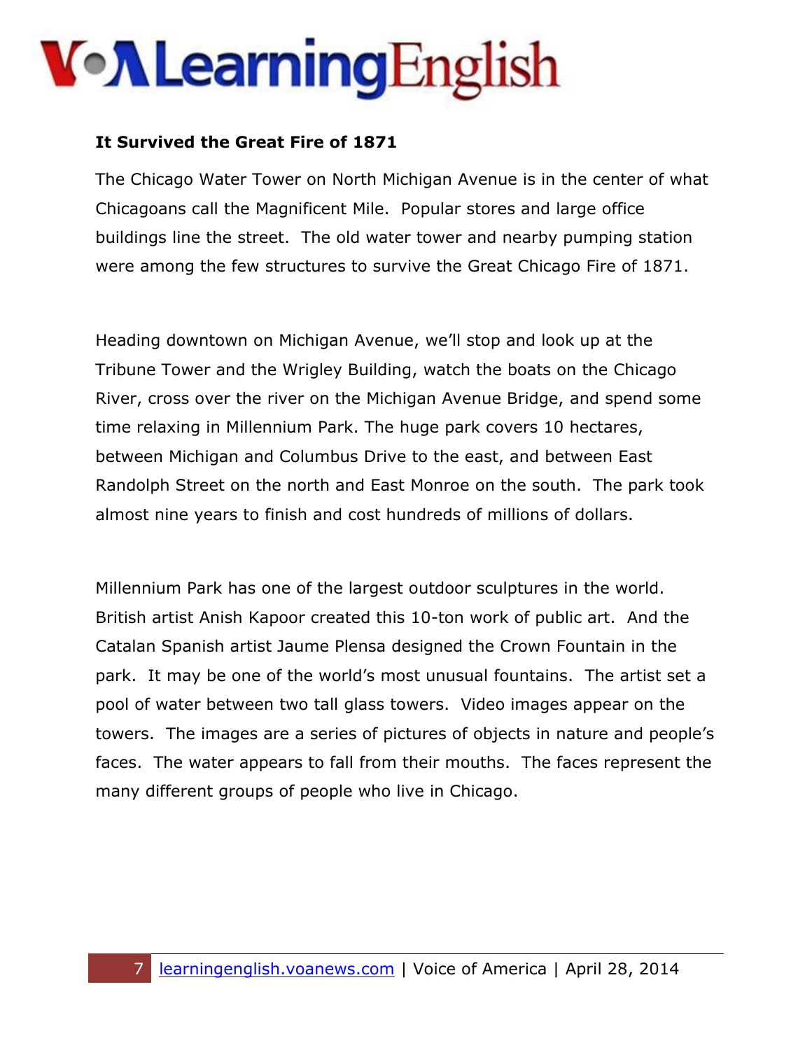**It Survived the Great Fire of 1871**

The Chicago Water Tower on North Michigan Avenue is in the center of what Chicagoans call the Magnificent Mile. Popular stores and large office buildings line the street. The old water tower and nearby pumping station were among the few structures to survive the Great Chicago Fire of 1871.

Heading downtown on Michigan Avenue, we'll stop and look up at the Tribune Tower and the Wrigley Building, watch the boats on the Chicago River, cross over the river on the Michigan Avenue Bridge, and spend some time relaxing in Millennium Park. The huge park covers 10 hectares, between Michigan and Columbus Drive to the east, and between East Randolph Street on the north and East Monroe on the south. The park took almost nine years to finish and cost hundreds of millions of dollars.

Millennium Park has one of the largest outdoor sculptures in the world. British artist Anish Kapoor created this 10-ton work of public art. And the Catalan Spanish artist Jaume Plensa designed the Crown Fountain in the park. It may be one of the world's most unusual fountains. The artist set a pool of water between two tall glass towers. Video images appear on the towers. The images are a series of pictures of objects in nature and people's faces. The water appears to fall from their mouths. The faces represent the many different groups of people who live in Chicago.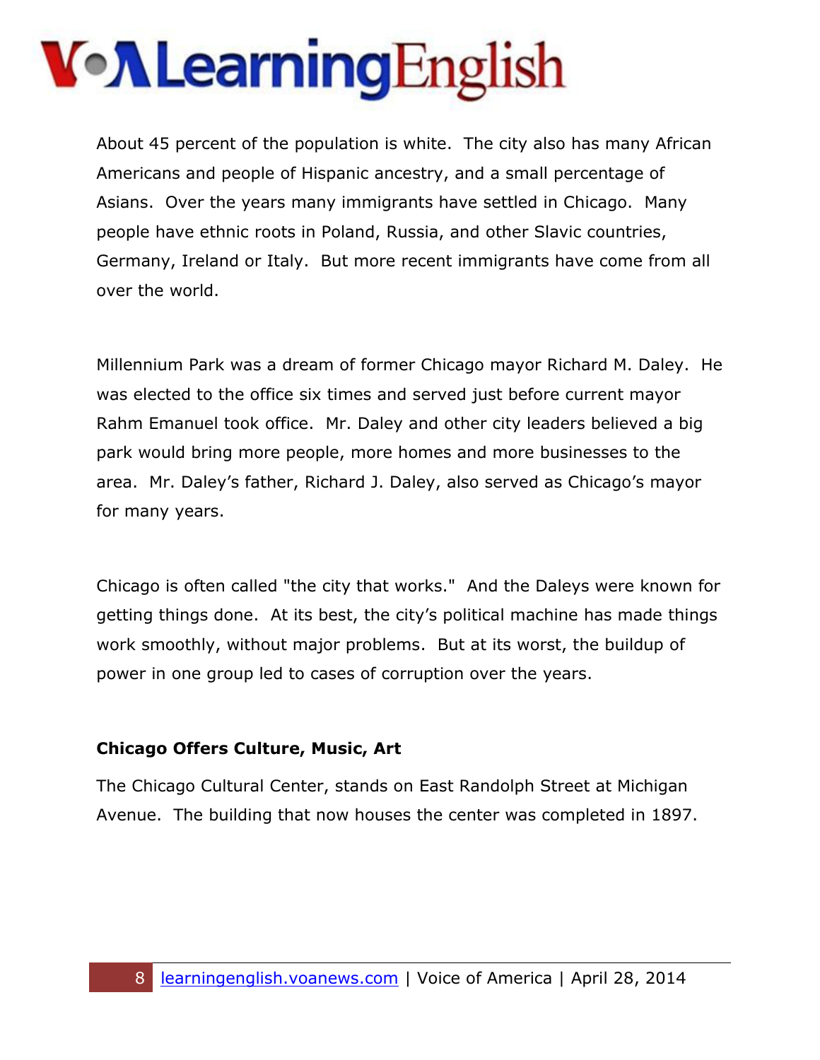About 45 percent of the population is white. The city also has many African Americans and people of Hispanic ancestry, and a small percentage of Asians. Over the years many immigrants have settled in Chicago. Many people have ethnic roots in Poland, Russia, and other Slavic countries, Germany, Ireland or Italy. But more recent immigrants have come from all over the world.

Millennium Park was a dream of former Chicago mayor Richard M. Daley. He was elected to the office six times and served just before current mayor Rahm Emanuel took office. Mr. Daley and other city leaders believed a big park would bring more people, more homes and more businesses to the area. Mr. Daley's father, Richard J. Daley, also served as Chicago's mayor for many years.

Chicago is often called "the city that works." And the Daleys were known for getting things done. At its best, the city's political machine has made things work smoothly, without major problems. But at its worst, the buildup of power in one group led to cases of corruption over the years.

**Chicago Offers Culture, Music, Art**

The Chicago Cultural Center, stands on East Randolph Street at Michigan Avenue. The building that now houses the center was completed in 1897.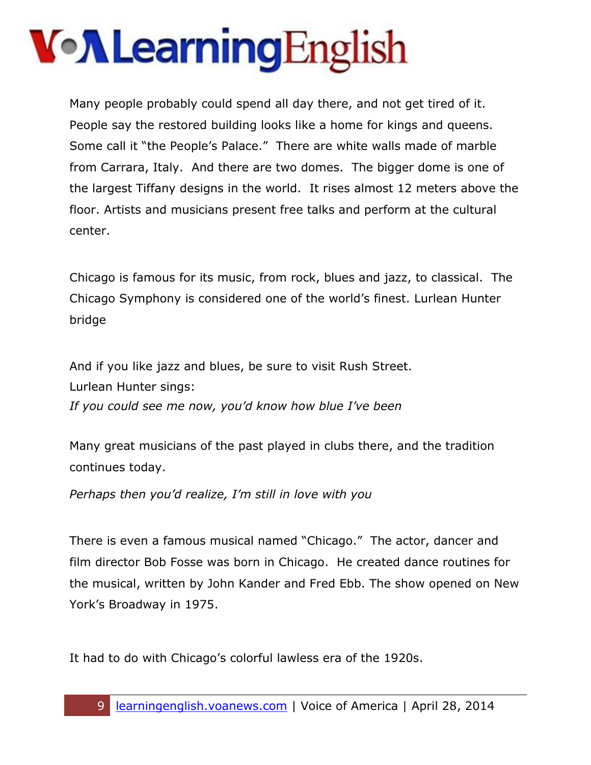Many people probably could spend all day there, and not get tired of it. People say the restored building looks like a home for kings and queens. Some call it "the People's Palace." There are white walls made of marble from Carrara, Italy. And there are two domes. The bigger dome is one of the largest Tiffany designs in the world. It rises almost 12 meters above the floor. Artists and musicians present free talks and perform at the cultural center.

Chicago is famous for its music, from rock, blues and jazz, to classical. The Chicago Symphony is considered one of the world's finest. Lurlean Hunter bridge

And if you like jazz and blues, be sure to visit Rush Street.
Lurlean Hunter sings:
*If you could see me now, you'd know how blue I've been*

Many great musicians of the past played in clubs there, and the tradition continues today.

*Perhaps then you'd realize, I'm still in love with you*

There is even a famous musical named "Chicago." The actor, dancer and film director Bob Fosse was born in Chicago. He created dance routines for the musical, written by John Kander and Fred Ebb. The show opened on New York's Broadway in 1975.

It had to do with Chicago's colorful lawless era of the 1920s.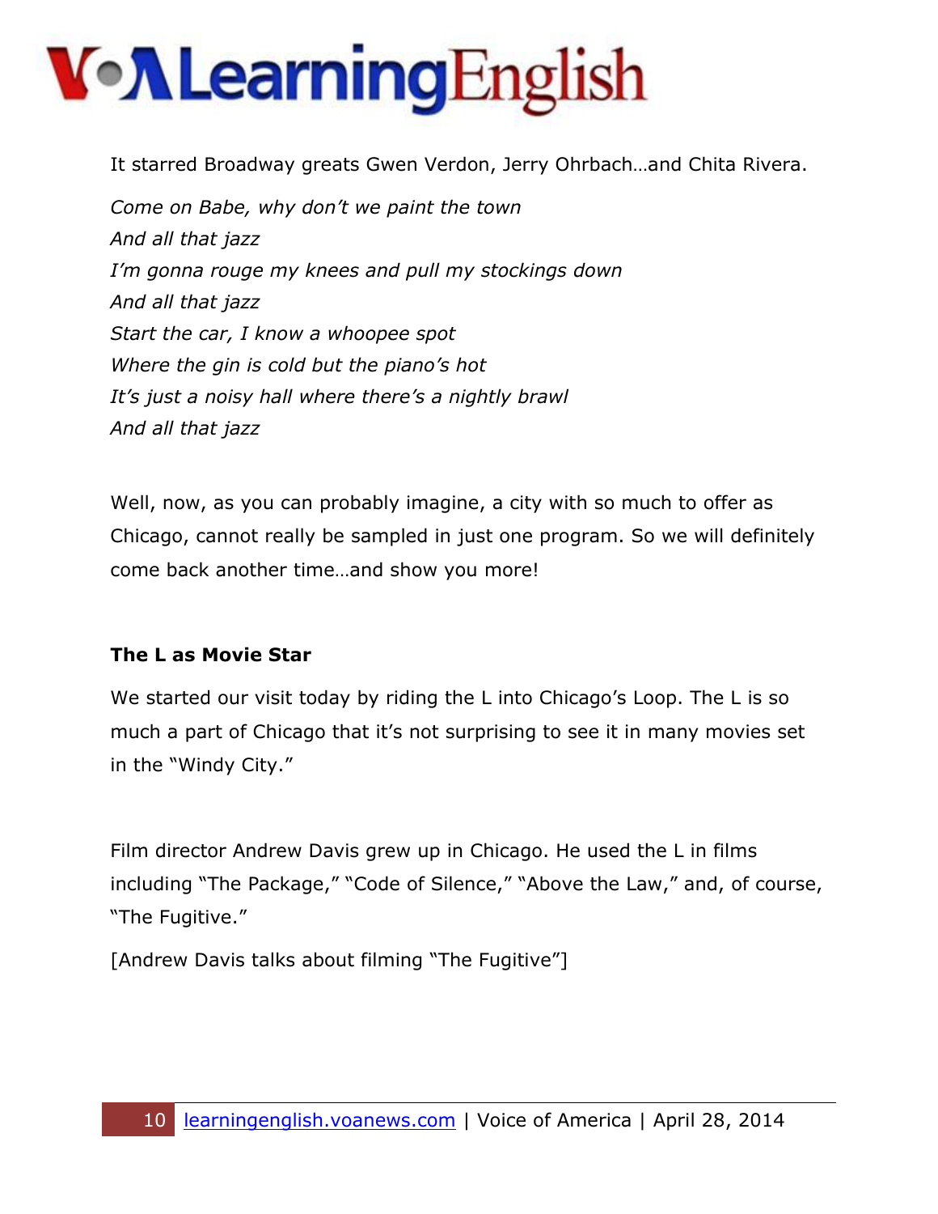It starred Broadway greats Gwen Verdon, Jerry Ohrbach…and Chita Rivera.

*Come on Babe, why don't we paint the town*
*And all that jazz*
*I'm gonna rouge my knees and pull my stockings down*
*And all that jazz*
*Start the car, I know a whoopee spot*
*Where the gin is cold but the piano's hot*
*It's just a noisy hall where there's a nightly brawl*
*And all that jazz*

Well, now, as you can probably imagine, a city with so much to offer as Chicago, cannot really be sampled in just one program. So we will definitely come back another time…and show you more!

**The L as Movie Star**

We started our visit today by riding the L into Chicago's Loop. The L is so much a part of Chicago that it's not surprising to see it in many movies set in the "Windy City."

Film director Andrew Davis grew up in Chicago. He used the L in films including "The Package," "Code of Silence," "Above the Law," and, of course, "The Fugitive."

[Andrew Davis talks about filming "The Fugitive"]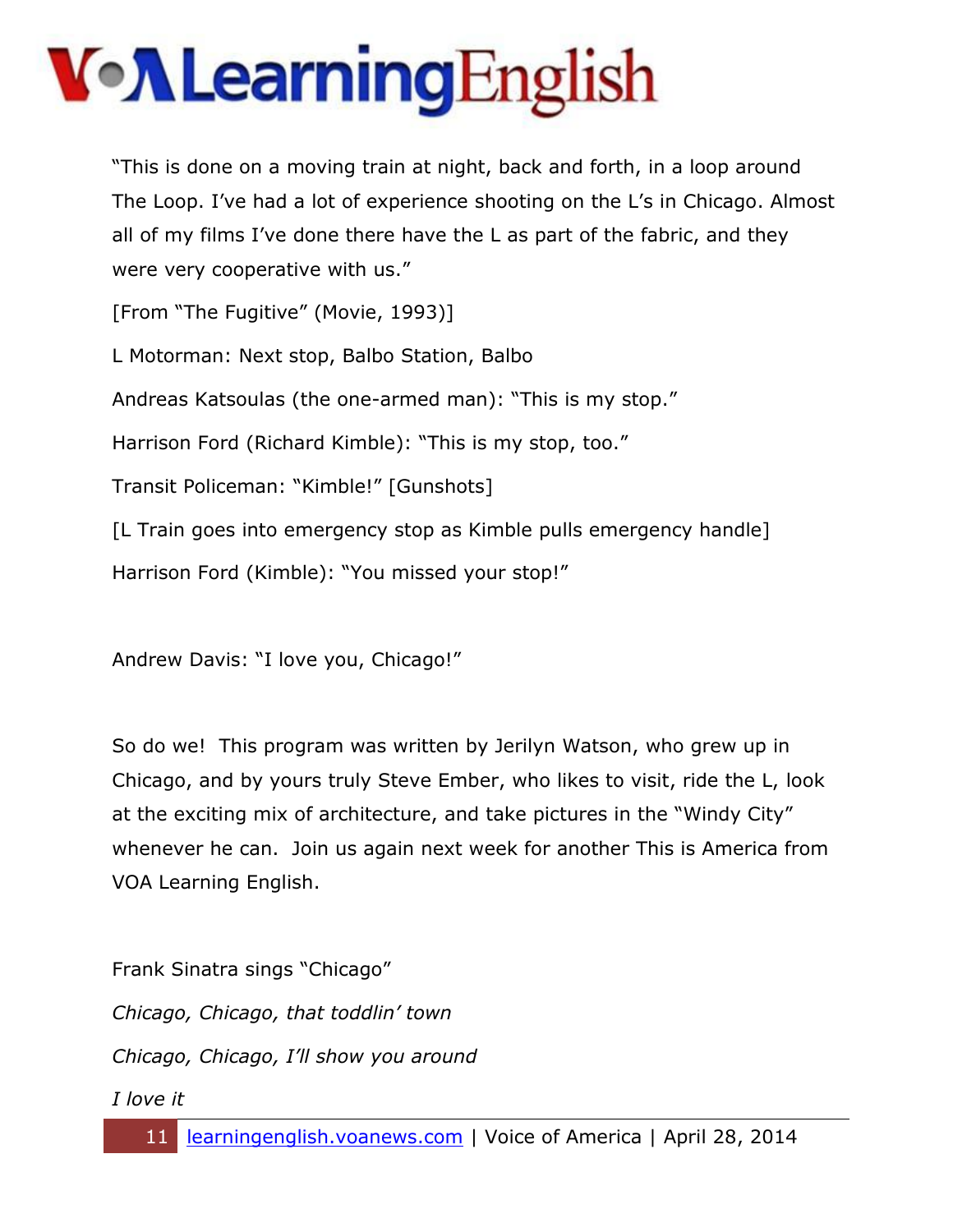"This is done on a moving train at night, back and forth, in a loop around The Loop. I've had a lot of experience shooting on the L's in Chicago. Almost all of my films I've done there have the L as part of the fabric, and they were very cooperative with us."

[From "The Fugitive" (Movie, 1993)]

L Motorman: Next stop, Balbo Station, Balbo

Andreas Katsoulas (the one-armed man): "This is my stop."

Harrison Ford (Richard Kimble): "This is my stop, too."

Transit Policeman: "Kimble!" [Gunshots]

[L Train goes into emergency stop as Kimble pulls emergency handle]

Harrison Ford (Kimble): "You missed your stop!"

Andrew Davis: "I love you, Chicago!"

So do we! This program was written by Jerilyn Watson, who grew up in Chicago, and by yours truly Steve Ember, who likes to visit, ride the L, look at the exciting mix of architecture, and take pictures in the "Windy City" whenever he can. Join us again next week for another This is America from VOA Learning English.

Frank Sinatra sings "Chicago"

*Chicago, Chicago, that toddlin' town*

*Chicago, Chicago, I'll show you around*

*I love it*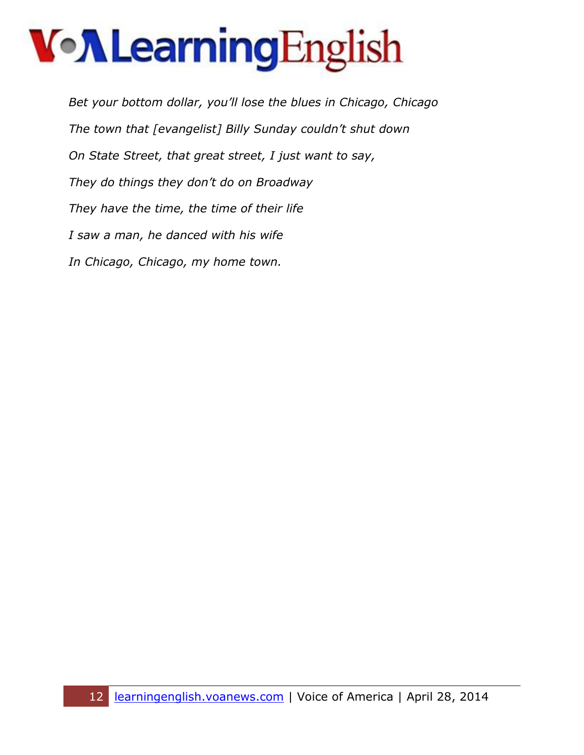*Bet your bottom dollar, you'll lose the blues in Chicago, Chicago*

*The town that [evangelist] Billy Sunday couldn't shut down*

*On State Street, that great street, I just want to say,*

*They do things they don't do on Broadway*

*They have the time, the time of their life*

*I saw a man, he danced with his wife*

*In Chicago, Chicago, my home town.*